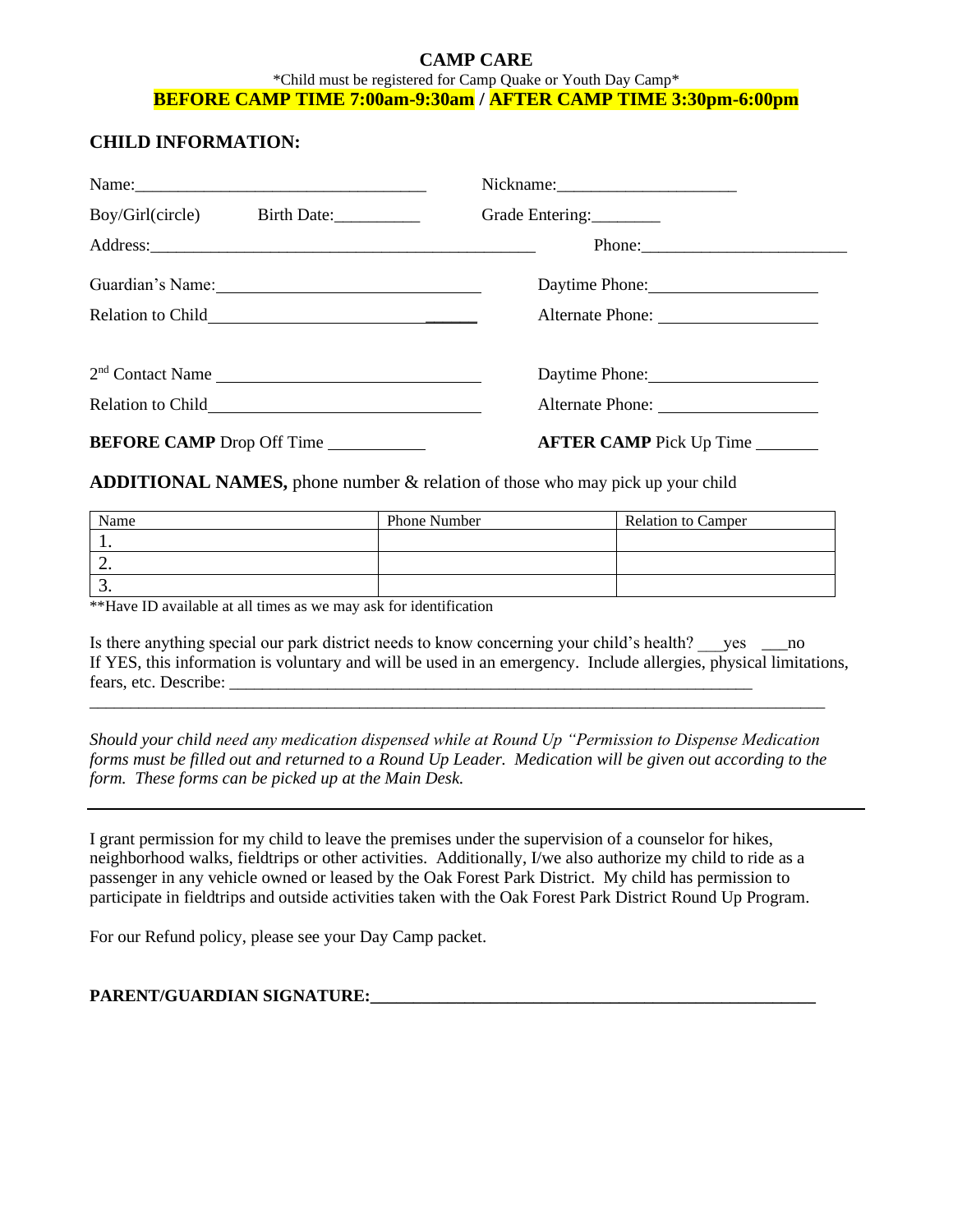# CAMP CARE

*Child must be registered for Camp Quake or Youth Day Camp*

**BEFORE CAMP TIME 7:00am-9:30am / AFTER CAMP TIME 3:30pm-6:00pm**

## CHILD INFORMATION:

Name:__________________________________ Nickname:_____________________

Boy/Girl(circle) Birth Date:__________ Grade Entering:________

Address:_____________________________________________ Phone:________________________

Guardian's Name:______________________________ Daytime Phone:___________________

Relation to Child______________________________ Alternate Phone: __________________

2nd Contact Name ______________________________ Daytime Phone:___________________

Relation to Child______________________________ Alternate Phone: __________________

**BEFORE CAMP** Drop Off Time ___________ **AFTER CAMP** Pick Up Time _______

**ADDITIONAL NAMES,** phone number & relation of those who may pick up your child

| Name | Phone Number | Relation to Camper |
| --- | --- | --- |
| 1. | | |
| 2. | | |
| 3. | | |

**Have ID available at all times as we may ask for identification

Is there anything special our park district needs to know concerning your child's health? ___yes ___no
If YES, this information is voluntary and will be used in an emergency. Include allergies, physical limitations, fears, etc. Describe: ______________________________________________________________
_____________________________________________________________________________________

*Should your child need any medication dispensed while at Round Up "Permission to Dispense Medication forms must be filled out and returned to a Round Up Leader. Medication will be given out according to the form. These forms can be picked up at the Main Desk.*

---

I grant permission for my child to leave the premises under the supervision of a counselor for hikes, neighborhood walks, fieldtrips or other activities. Additionally, I/we also authorize my child to ride as a passenger in any vehicle owned or leased by the Oak Forest Park District. My child has permission to participate in fieldtrips and outside activities taken with the Oak Forest Park District Round Up Program.

For our Refund policy, please see your Day Camp packet.

**PARENT/GUARDIAN SIGNATURE:_____________________________________________________**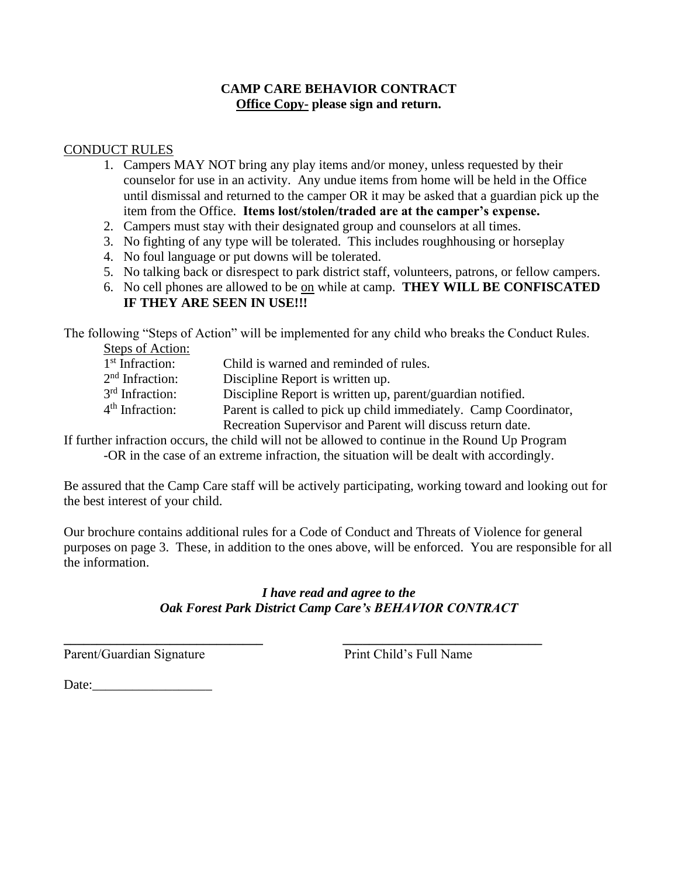**CAMP CARE BEHAVIOR CONTRACT**
**<u>Office Copy-</u> please sign and return.**

<u>CONDUCT RULES</u>

1. Campers MAY NOT bring any play items and/or money, unless requested by their counselor for use in an activity. Any undue items from home will be held in the Office until dismissal and returned to the camper OR it may be asked that a guardian pick up the item from the Office. **Items lost/stolen/traded are at the camper's expense.**
2. Campers must stay with their designated group and counselors at all times.
3. No fighting of any type will be tolerated. This includes roughhousing or horseplay
4. No foul language or put downs will be tolerated.
5. No talking back or disrespect to park district staff, volunteers, patrons, or fellow campers.
6. No cell phones are allowed to be <u>on</u> while at camp. **THEY WILL BE CONFISCATED IF THEY ARE SEEN IN USE!!!**

The following "Steps of Action" will be implemented for any child who breaks the Conduct Rules.

<u>Steps of Action:</u>

| | |
|---|---|
| 1st Infraction: | Child is warned and reminded of rules. |
| 2nd Infraction: | Discipline Report is written up. |
| 3rd Infraction: | Discipline Report is written up, parent/guardian notified. |
| 4th Infraction: | Parent is called to pick up child immediately. Camp Coordinator, Recreation Supervisor and Parent will discuss return date. |

If further infraction occurs, the child will not be allowed to continue in the Round Up Program -OR in the case of an extreme infraction, the situation will be dealt with accordingly.

Be assured that the Camp Care staff will be actively participating, working toward and looking out for the best interest of your child.

Our brochure contains additional rules for a Code of Conduct and Threats of Violence for general purposes on page 3. These, in addition to the ones above, will be enforced. You are responsible for all the information.

***I have read and agree to the***
***Oak Forest Park District Camp Care's BEHAVIOR CONTRACT***

______________________________ ______________________________
Parent/Guardian Signature Print Child's Full Name

Date:__________________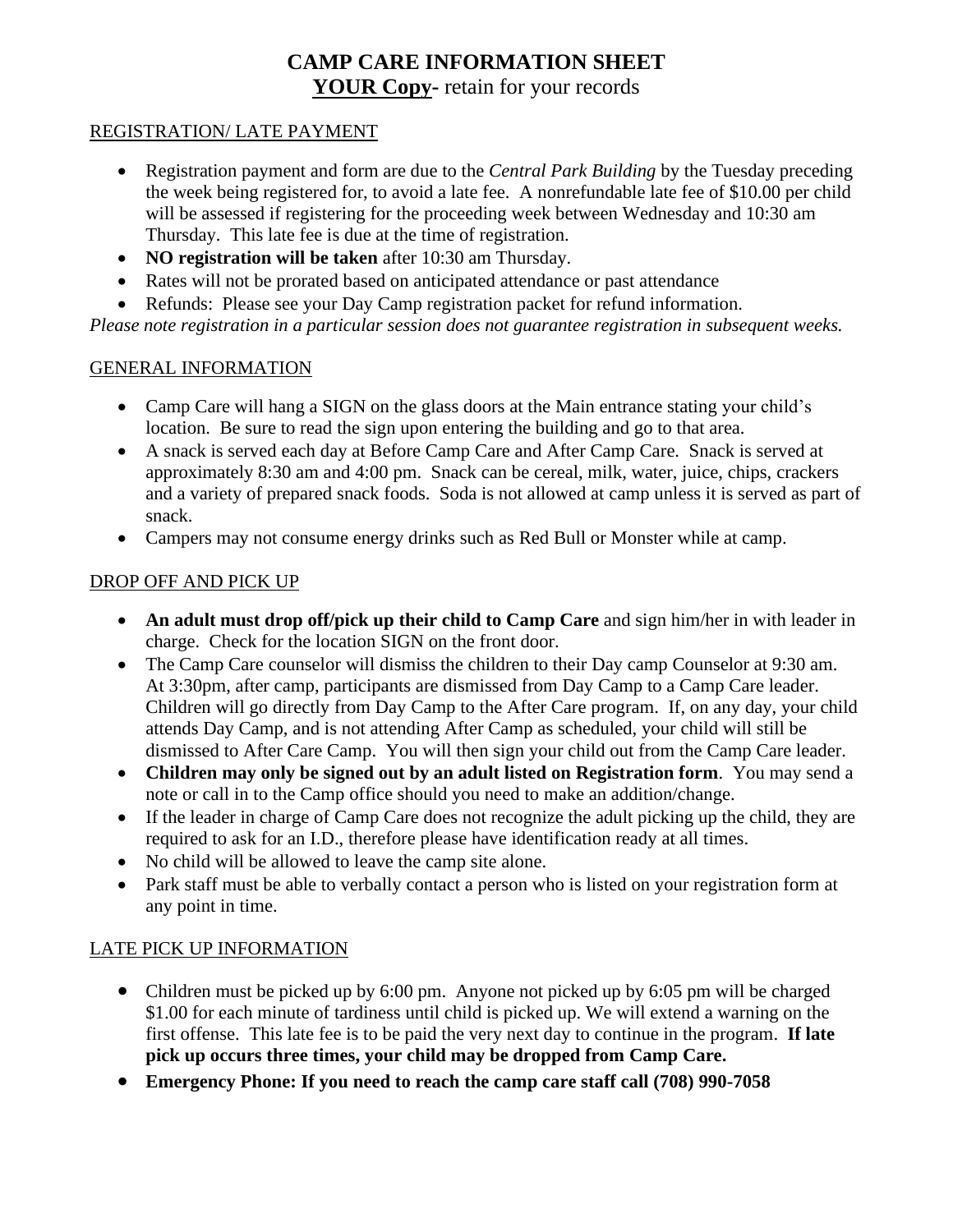# CAMP CARE INFORMATION SHEET

**YOUR Copy-** retain for your records

## REGISTRATION/ LATE PAYMENT

- Registration payment and form are due to the *Central Park Building* by the Tuesday preceding the week being registered for, to avoid a late fee. A nonrefundable late fee of $10.00 per child will be assessed if registering for the proceeding week between Wednesday and 10:30 am Thursday. This late fee is due at the time of registration.
- **NO registration will be taken** after 10:30 am Thursday.
- Rates will not be prorated based on anticipated attendance or past attendance
- Refunds: Please see your Day Camp registration packet for refund information.

*Please note registration in a particular session does not guarantee registration in subsequent weeks.*

## GENERAL INFORMATION

- Camp Care will hang a SIGN on the glass doors at the Main entrance stating your child's location. Be sure to read the sign upon entering the building and go to that area.
- A snack is served each day at Before Camp Care and After Camp Care. Snack is served at approximately 8:30 am and 4:00 pm. Snack can be cereal, milk, water, juice, chips, crackers and a variety of prepared snack foods. Soda is not allowed at camp unless it is served as part of snack.
- Campers may not consume energy drinks such as Red Bull or Monster while at camp.

## DROP OFF AND PICK UP

- **An adult must drop off/pick up their child to Camp Care** and sign him/her in with leader in charge. Check for the location SIGN on the front door.
- The Camp Care counselor will dismiss the children to their Day camp Counselor at 9:30 am. At 3:30pm, after camp, participants are dismissed from Day Camp to a Camp Care leader. Children will go directly from Day Camp to the After Care program. If, on any day, your child attends Day Camp, and is not attending After Camp as scheduled, your child will still be dismissed to After Care Camp. You will then sign your child out from the Camp Care leader.
- **Children may only be signed out by an adult listed on Registration form**. You may send a note or call in to the Camp office should you need to make an addition/change.
- If the leader in charge of Camp Care does not recognize the adult picking up the child, they are required to ask for an I.D., therefore please have identification ready at all times.
- No child will be allowed to leave the camp site alone.
- Park staff must be able to verbally contact a person who is listed on your registration form at any point in time.

## LATE PICK UP INFORMATION

- Children must be picked up by 6:00 pm. Anyone not picked up by 6:05 pm will be charged $1.00 for each minute of tardiness until child is picked up. We will extend a warning on the first offense. This late fee is to be paid the very next day to continue in the program. **If late pick up occurs three times, your child may be dropped from Camp Care.**
- **Emergency Phone: If you need to reach the camp care staff call (708) 990-7058**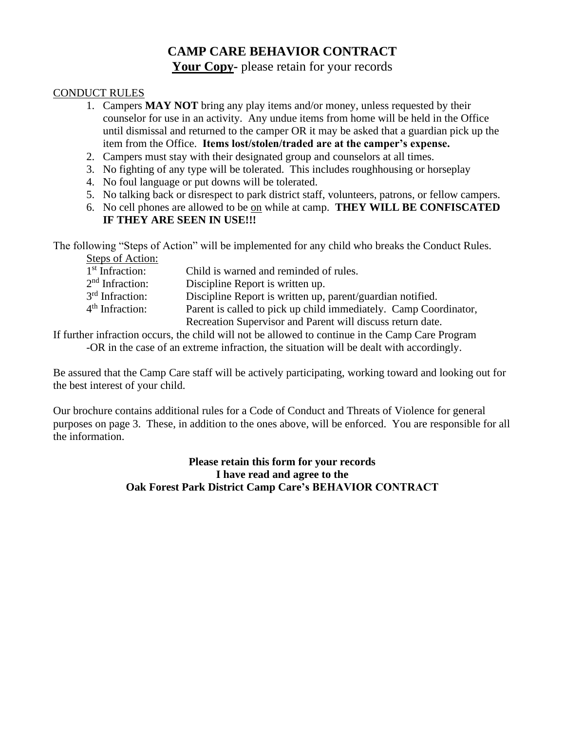# CAMP CARE BEHAVIOR CONTRACT

**Your Copy-** please retain for your records

CONDUCT RULES

1. Campers **MAY NOT** bring any play items and/or money, unless requested by their counselor for use in an activity. Any undue items from home will be held in the Office until dismissal and returned to the camper OR it may be asked that a guardian pick up the item from the Office. **Items lost/stolen/traded are at the camper's expense.**
2. Campers must stay with their designated group and counselors at all times.
3. No fighting of any type will be tolerated. This includes roughhousing or horseplay
4. No foul language or put downs will be tolerated.
5. No talking back or disrespect to park district staff, volunteers, patrons, or fellow campers.
6. No cell phones are allowed to be on while at camp. **THEY WILL BE CONFISCATED IF THEY ARE SEEN IN USE!!!**

The following "Steps of Action" will be implemented for any child who breaks the Conduct Rules.

Steps of Action:

| | |
|---|---|
| 1st Infraction: | Child is warned and reminded of rules. |
| 2nd Infraction: | Discipline Report is written up. |
| 3rd Infraction: | Discipline Report is written up, parent/guardian notified. |
| 4th Infraction: | Parent is called to pick up child immediately. Camp Coordinator, Recreation Supervisor and Parent will discuss return date. |

If further infraction occurs, the child will not be allowed to continue in the Camp Care Program -OR in the case of an extreme infraction, the situation will be dealt with accordingly.

Be assured that the Camp Care staff will be actively participating, working toward and looking out for the best interest of your child.

Our brochure contains additional rules for a Code of Conduct and Threats of Violence for general purposes on page 3. These, in addition to the ones above, will be enforced. You are responsible for all the information.

**Please retain this form for your records**
**I have read and agree to the**
**Oak Forest Park District Camp Care's BEHAVIOR CONTRACT**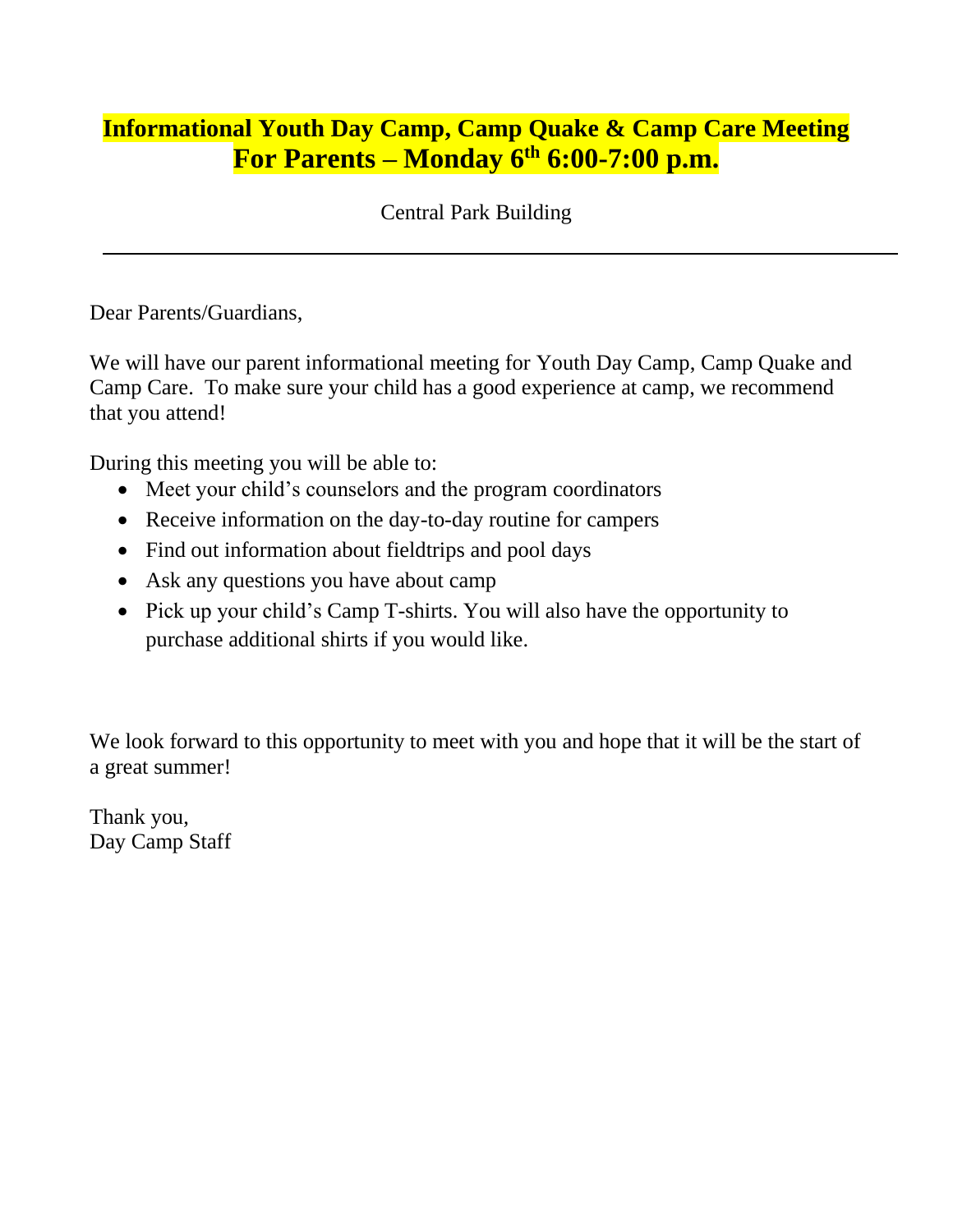# Informational Youth Day Camp, Camp Quake & Camp Care Meeting For Parents – Monday 6th 6:00-7:00 p.m.

Central Park Building

---

Dear Parents/Guardians,

We will have our parent informational meeting for Youth Day Camp, Camp Quake and Camp Care. To make sure your child has a good experience at camp, we recommend that you attend!

During this meeting you will be able to:

- Meet your child's counselors and the program coordinators
- Receive information on the day-to-day routine for campers
- Find out information about fieldtrips and pool days
- Ask any questions you have about camp
- Pick up your child's Camp T-shirts. You will also have the opportunity to purchase additional shirts if you would like.

We look forward to this opportunity to meet with you and hope that it will be the start of a great summer!

Thank you,
Day Camp Staff